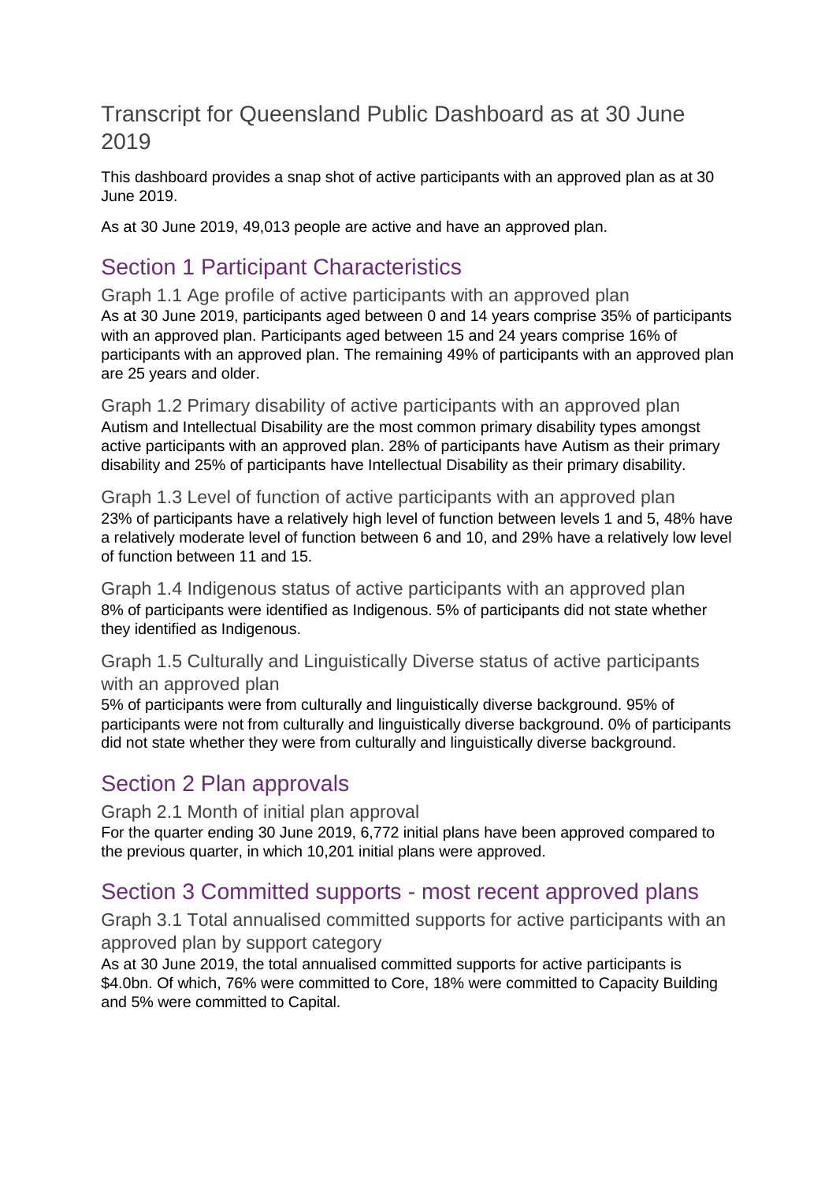# Transcript for Queensland Public Dashboard as at 30 June 2019

This dashboard provides a snap shot of active participants with an approved plan as at 30 June 2019.

As at 30 June 2019, 49,013 people are active and have an approved plan.

## Section 1 Participant Characteristics

### Graph 1.1 Age profile of active participants with an approved plan

As at 30 June 2019, participants aged between 0 and 14 years comprise 35% of participants with an approved plan. Participants aged between 15 and 24 years comprise 16% of participants with an approved plan. The remaining 49% of participants with an approved plan are 25 years and older.

### Graph 1.2 Primary disability of active participants with an approved plan

Autism and Intellectual Disability are the most common primary disability types amongst active participants with an approved plan. 28% of participants have Autism as their primary disability and 25% of participants have Intellectual Disability as their primary disability.

### Graph 1.3 Level of function of active participants with an approved plan

23% of participants have a relatively high level of function between levels 1 and 5, 48% have a relatively moderate level of function between 6 and 10, and 29% have a relatively low level of function between 11 and 15.

### Graph 1.4 Indigenous status of active participants with an approved plan

8% of participants were identified as Indigenous. 5% of participants did not state whether they identified as Indigenous.

### Graph 1.5 Culturally and Linguistically Diverse status of active participants with an approved plan

5% of participants were from culturally and linguistically diverse background. 95% of participants were not from culturally and linguistically diverse background. 0% of participants did not state whether they were from culturally and linguistically diverse background.

## Section 2 Plan approvals

### Graph 2.1 Month of initial plan approval

For the quarter ending 30 June 2019, 6,772 initial plans have been approved compared to the previous quarter, in which 10,201 initial plans were approved.

## Section 3 Committed supports - most recent approved plans

### Graph 3.1 Total annualised committed supports for active participants with an approved plan by support category

As at 30 June 2019, the total annualised committed supports for active participants is $4.0bn. Of which, 76% were committed to Core, 18% were committed to Capacity Building and 5% were committed to Capital.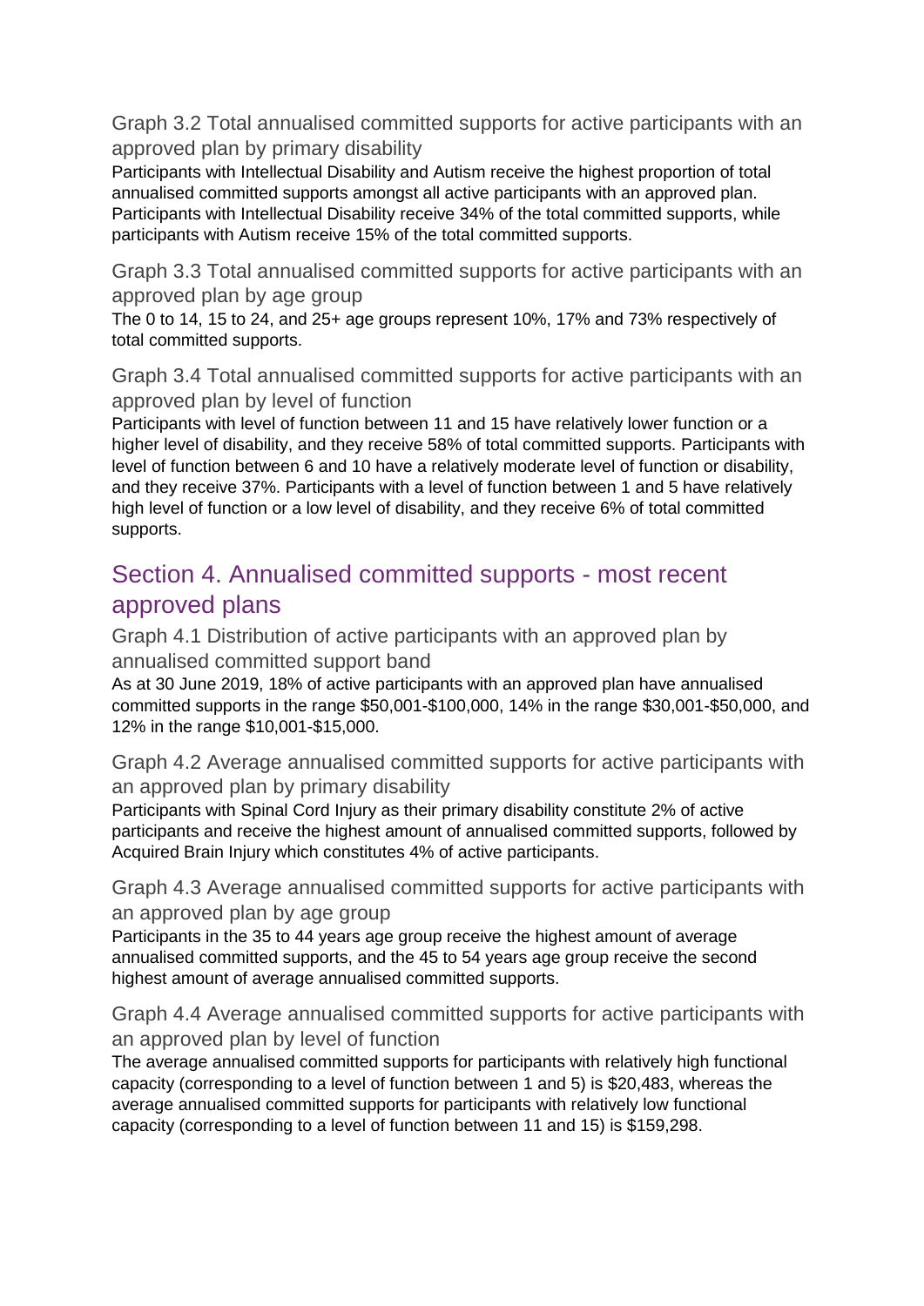### Graph 3.2 Total annualised committed supports for active participants with an approved plan by primary disability

Participants with Intellectual Disability and Autism receive the highest proportion of total annualised committed supports amongst all active participants with an approved plan. Participants with Intellectual Disability receive 34% of the total committed supports, while participants with Autism receive 15% of the total committed supports.

### Graph 3.3 Total annualised committed supports for active participants with an approved plan by age group

The 0 to 14, 15 to 24, and 25+ age groups represent 10%, 17% and 73% respectively of total committed supports.

### Graph 3.4 Total annualised committed supports for active participants with an approved plan by level of function

Participants with level of function between 11 and 15 have relatively lower function or a higher level of disability, and they receive 58% of total committed supports. Participants with level of function between 6 and 10 have a relatively moderate level of function or disability, and they receive 37%. Participants with a level of function between 1 and 5 have relatively high level of function or a low level of disability, and they receive 6% of total committed supports.

## Section 4. Annualised committed supports - most recent approved plans

### Graph 4.1 Distribution of active participants with an approved plan by annualised committed support band

As at 30 June 2019, 18% of active participants with an approved plan have annualised committed supports in the range $50,001-$100,000, 14% in the range $30,001-$50,000, and 12% in the range $10,001-$15,000.

### Graph 4.2 Average annualised committed supports for active participants with an approved plan by primary disability

Participants with Spinal Cord Injury as their primary disability constitute 2% of active participants and receive the highest amount of annualised committed supports, followed by Acquired Brain Injury which constitutes 4% of active participants.

### Graph 4.3 Average annualised committed supports for active participants with an approved plan by age group

Participants in the 35 to 44 years age group receive the highest amount of average annualised committed supports, and the 45 to 54 years age group receive the second highest amount of average annualised committed supports.

### Graph 4.4 Average annualised committed supports for active participants with an approved plan by level of function

The average annualised committed supports for participants with relatively high functional capacity (corresponding to a level of function between 1 and 5) is $20,483, whereas the average annualised committed supports for participants with relatively low functional capacity (corresponding to a level of function between 11 and 15) is $159,298.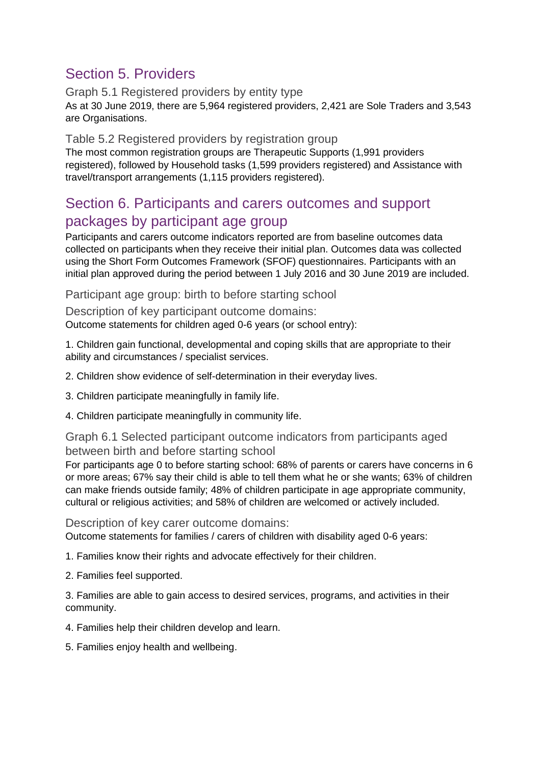## Section 5. Providers

### Graph 5.1 Registered providers by entity type

As at 30 June 2019, there are 5,964 registered providers, 2,421 are Sole Traders and 3,543 are Organisations.

### Table 5.2 Registered providers by registration group

The most common registration groups are Therapeutic Supports (1,991 providers registered), followed by Household tasks (1,599 providers registered) and Assistance with travel/transport arrangements (1,115 providers registered).

## Section 6. Participants and carers outcomes and support packages by participant age group

Participants and carers outcome indicators reported are from baseline outcomes data collected on participants when they receive their initial plan. Outcomes data was collected using the Short Form Outcomes Framework (SFOF) questionnaires. Participants with an initial plan approved during the period between 1 July 2016 and 30 June 2019 are included.

### Participant age group: birth to before starting school

### Description of key participant outcome domains:

Outcome statements for children aged 0-6 years (or school entry):

1. Children gain functional, developmental and coping skills that are appropriate to their ability and circumstances / specialist services.

2. Children show evidence of self-determination in their everyday lives.

3. Children participate meaningfully in family life.

4. Children participate meaningfully in community life.

### Graph 6.1 Selected participant outcome indicators from participants aged between birth and before starting school

For participants age 0 to before starting school: 68% of parents or carers have concerns in 6 or more areas; 67% say their child is able to tell them what he or she wants; 63% of children can make friends outside family; 48% of children participate in age appropriate community, cultural or religious activities; and 58% of children are welcomed or actively included.

### Description of key carer outcome domains:

Outcome statements for families / carers of children with disability aged 0-6 years:

1. Families know their rights and advocate effectively for their children.

2. Families feel supported.

3. Families are able to gain access to desired services, programs, and activities in their community.

4. Families help their children develop and learn.

5. Families enjoy health and wellbeing.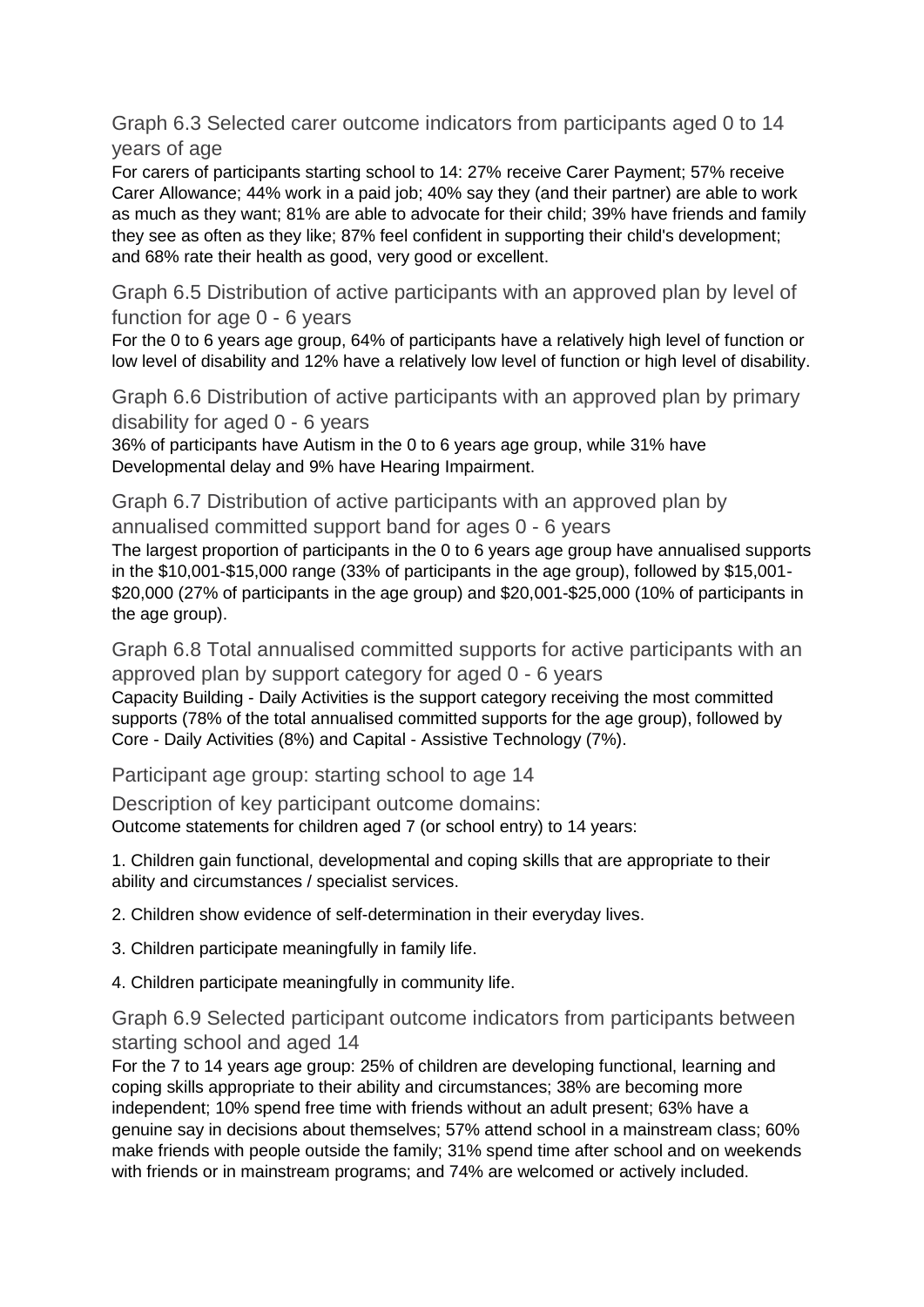### Graph 6.3 Selected carer outcome indicators from participants aged 0 to 14 years of age

For carers of participants starting school to 14: 27% receive Carer Payment; 57% receive Carer Allowance; 44% work in a paid job; 40% say they (and their partner) are able to work as much as they want; 81% are able to advocate for their child; 39% have friends and family they see as often as they like; 87% feel confident in supporting their child's development; and 68% rate their health as good, very good or excellent.

### Graph 6.5 Distribution of active participants with an approved plan by level of function for age 0 - 6 years

For the 0 to 6 years age group, 64% of participants have a relatively high level of function or low level of disability and 12% have a relatively low level of function or high level of disability.

### Graph 6.6 Distribution of active participants with an approved plan by primary disability for aged 0 - 6 years

36% of participants have Autism in the 0 to 6 years age group, while 31% have Developmental delay and 9% have Hearing Impairment.

### Graph 6.7 Distribution of active participants with an approved plan by annualised committed support band for ages 0 - 6 years

The largest proportion of participants in the 0 to 6 years age group have annualised supports in the $10,001-$15,000 range (33% of participants in the age group), followed by $15,001-$20,000 (27% of participants in the age group) and $20,001-$25,000 (10% of participants in the age group).

### Graph 6.8 Total annualised committed supports for active participants with an approved plan by support category for aged 0 - 6 years

Capacity Building - Daily Activities is the support category receiving the most committed supports (78% of the total annualised committed supports for the age group), followed by Core - Daily Activities (8%) and Capital - Assistive Technology (7%).

### Participant age group: starting school to age 14

### Description of key participant outcome domains:

Outcome statements for children aged 7 (or school entry) to 14 years:

1. Children gain functional, developmental and coping skills that are appropriate to their ability and circumstances / specialist services.

2. Children show evidence of self-determination in their everyday lives.

3. Children participate meaningfully in family life.

4. Children participate meaningfully in community life.

### Graph 6.9 Selected participant outcome indicators from participants between starting school and aged 14

For the 7 to 14 years age group: 25% of children are developing functional, learning and coping skills appropriate to their ability and circumstances; 38% are becoming more independent; 10% spend free time with friends without an adult present; 63% have a genuine say in decisions about themselves; 57% attend school in a mainstream class; 60% make friends with people outside the family; 31% spend time after school and on weekends with friends or in mainstream programs; and 74% are welcomed or actively included.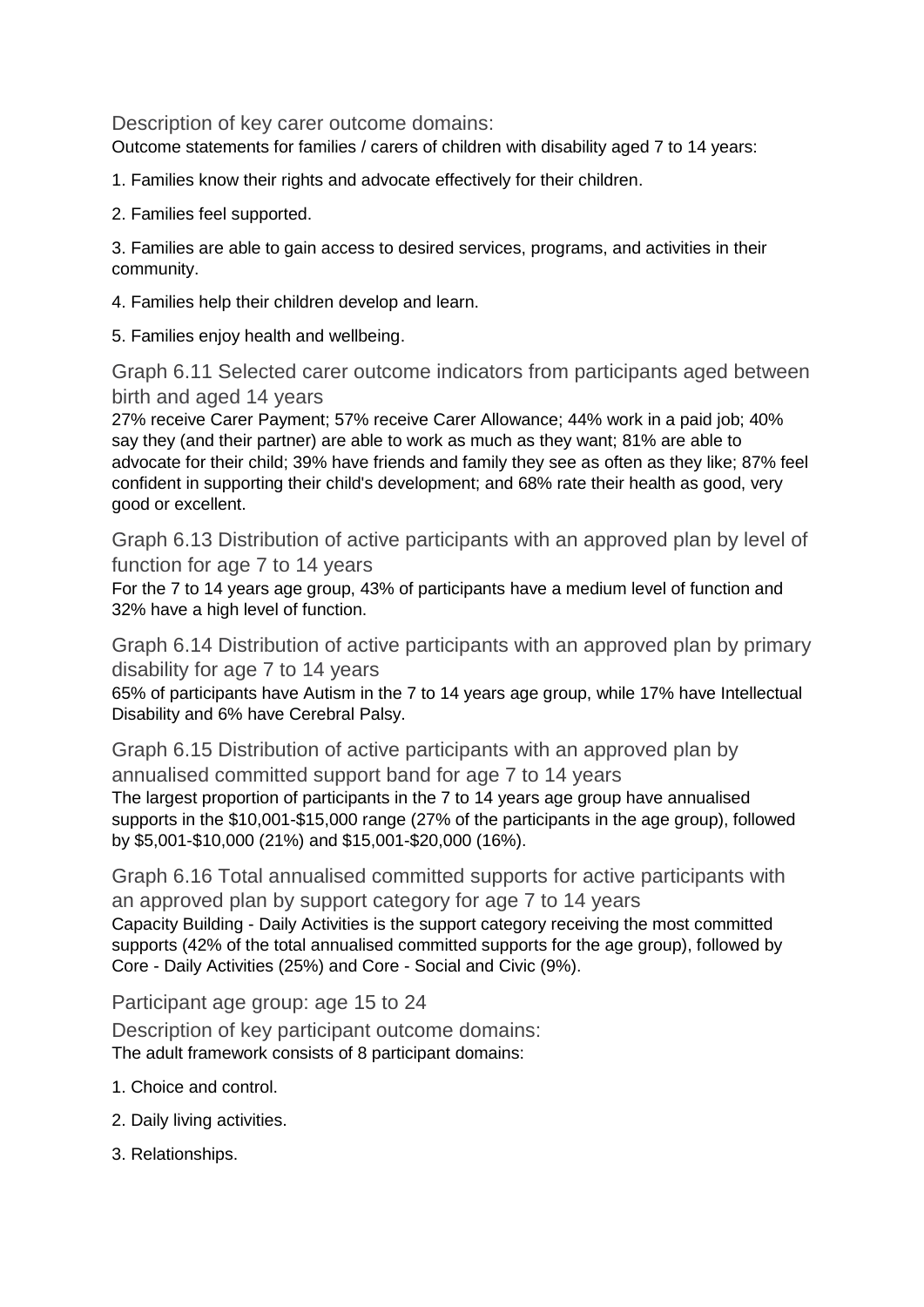### Description of key carer outcome domains:

Outcome statements for families / carers of children with disability aged 7 to 14 years:

1. Families know their rights and advocate effectively for their children.
2. Families feel supported.
3. Families are able to gain access to desired services, programs, and activities in their community.
4. Families help their children develop and learn.
5. Families enjoy health and wellbeing.

### Graph 6.11 Selected carer outcome indicators from participants aged between birth and aged 14 years

27% receive Carer Payment; 57% receive Carer Allowance; 44% work in a paid job; 40% say they (and their partner) are able to work as much as they want; 81% are able to advocate for their child; 39% have friends and family they see as often as they like; 87% feel confident in supporting their child's development; and 68% rate their health as good, very good or excellent.

### Graph 6.13 Distribution of active participants with an approved plan by level of function for age 7 to 14 years

For the 7 to 14 years age group, 43% of participants have a medium level of function and 32% have a high level of function.

### Graph 6.14 Distribution of active participants with an approved plan by primary disability for age 7 to 14 years

65% of participants have Autism in the 7 to 14 years age group, while 17% have Intellectual Disability and 6% have Cerebral Palsy.

### Graph 6.15 Distribution of active participants with an approved plan by annualised committed support band for age 7 to 14 years

The largest proportion of participants in the 7 to 14 years age group have annualised supports in the $10,001-$15,000 range (27% of the participants in the age group), followed by $5,001-$10,000 (21%) and $15,001-$20,000 (16%).

### Graph 6.16 Total annualised committed supports for active participants with an approved plan by support category for age 7 to 14 years

Capacity Building - Daily Activities is the support category receiving the most committed supports (42% of the total annualised committed supports for the age group), followed by Core - Daily Activities (25%) and Core - Social and Civic (9%).

## Participant age group: age 15 to 24

### Description of key participant outcome domains:

The adult framework consists of 8 participant domains:

1. Choice and control.
2. Daily living activities.
3. Relationships.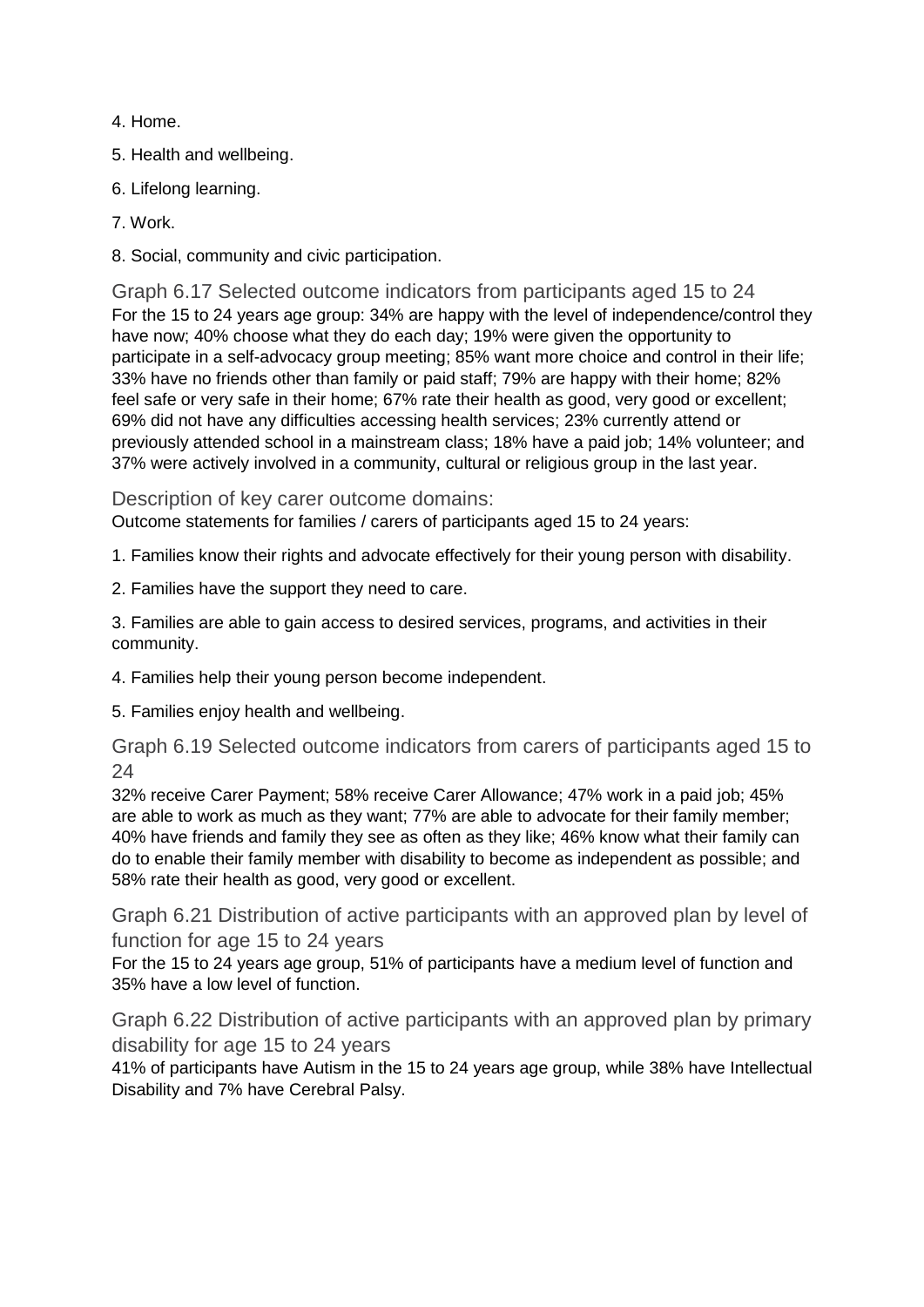4. Home.

5. Health and wellbeing.

6. Lifelong learning.

7. Work.

8. Social, community and civic participation.

### Graph 6.17 Selected outcome indicators from participants aged 15 to 24

For the 15 to 24 years age group: 34% are happy with the level of independence/control they have now; 40% choose what they do each day; 19% were given the opportunity to participate in a self-advocacy group meeting; 85% want more choice and control in their life; 33% have no friends other than family or paid staff; 79% are happy with their home; 82% feel safe or very safe in their home; 67% rate their health as good, very good or excellent; 69% did not have any difficulties accessing health services; 23% currently attend or previously attended school in a mainstream class; 18% have a paid job; 14% volunteer; and 37% were actively involved in a community, cultural or religious group in the last year.

### Description of key carer outcome domains:

Outcome statements for families / carers of participants aged 15 to 24 years:

1. Families know their rights and advocate effectively for their young person with disability.

2. Families have the support they need to care.

3. Families are able to gain access to desired services, programs, and activities in their community.

4. Families help their young person become independent.

5. Families enjoy health and wellbeing.

### Graph 6.19 Selected outcome indicators from carers of participants aged 15 to 24

32% receive Carer Payment; 58% receive Carer Allowance; 47% work in a paid job; 45% are able to work as much as they want; 77% are able to advocate for their family member; 40% have friends and family they see as often as they like; 46% know what their family can do to enable their family member with disability to become as independent as possible; and 58% rate their health as good, very good or excellent.

### Graph 6.21 Distribution of active participants with an approved plan by level of function for age 15 to 24 years

For the 15 to 24 years age group, 51% of participants have a medium level of function and 35% have a low level of function.

### Graph 6.22 Distribution of active participants with an approved plan by primary disability for age 15 to 24 years

41% of participants have Autism in the 15 to 24 years age group, while 38% have Intellectual Disability and 7% have Cerebral Palsy.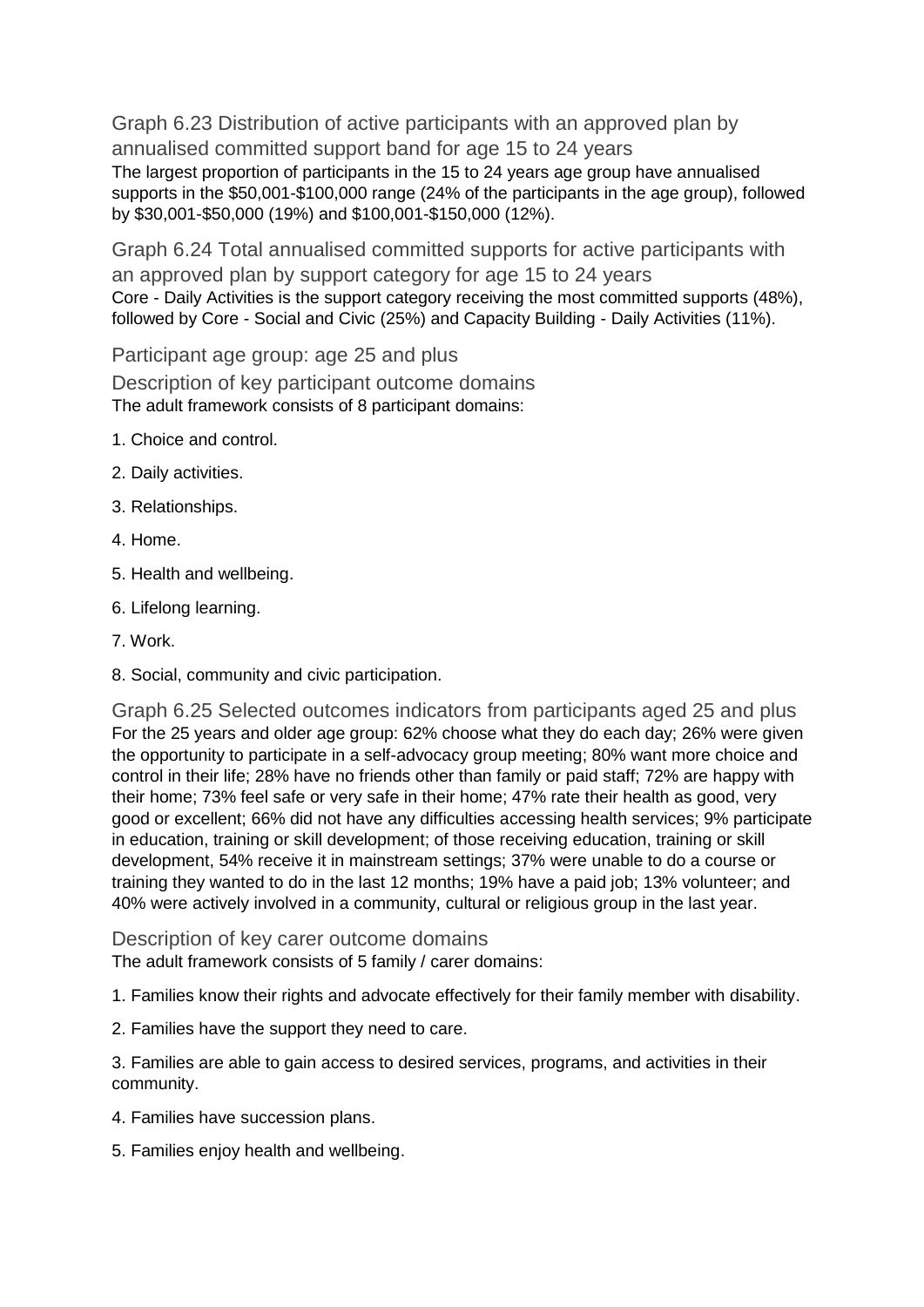### Graph 6.23 Distribution of active participants with an approved plan by annualised committed support band for age 15 to 24 years

The largest proportion of participants in the 15 to 24 years age group have annualised supports in the $50,001-$100,000 range (24% of the participants in the age group), followed by $30,001-$50,000 (19%) and $100,001-$150,000 (12%).

### Graph 6.24 Total annualised committed supports for active participants with an approved plan by support category for age 15 to 24 years

Core - Daily Activities is the support category receiving the most committed supports (48%), followed by Core - Social and Civic (25%) and Capacity Building - Daily Activities (11%).

## Participant age group: age 25 and plus

### Description of key participant outcome domains

The adult framework consists of 8 participant domains:

1. Choice and control.
2. Daily activities.
3. Relationships.
4. Home.
5. Health and wellbeing.
6. Lifelong learning.
7. Work.
8. Social, community and civic participation.

### Graph 6.25 Selected outcomes indicators from participants aged 25 and plus

For the 25 years and older age group: 62% choose what they do each day; 26% were given the opportunity to participate in a self-advocacy group meeting; 80% want more choice and control in their life; 28% have no friends other than family or paid staff; 72% are happy with their home; 73% feel safe or very safe in their home; 47% rate their health as good, very good or excellent; 66% did not have any difficulties accessing health services; 9% participate in education, training or skill development; of those receiving education, training or skill development, 54% receive it in mainstream settings; 37% were unable to do a course or training they wanted to do in the last 12 months; 19% have a paid job; 13% volunteer; and 40% were actively involved in a community, cultural or religious group in the last year.

### Description of key carer outcome domains

The adult framework consists of 5 family / carer domains:

1. Families know their rights and advocate effectively for their family member with disability.
2. Families have the support they need to care.
3. Families are able to gain access to desired services, programs, and activities in their community.
4. Families have succession plans.
5. Families enjoy health and wellbeing.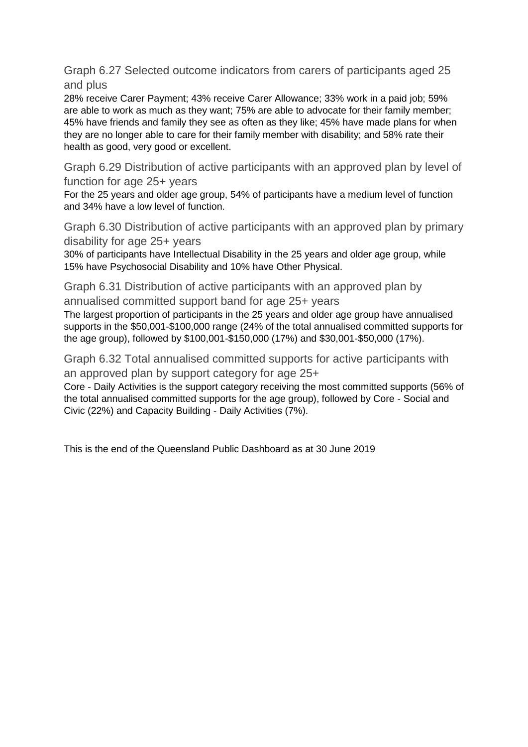### Graph 6.27 Selected outcome indicators from carers of participants aged 25 and plus

28% receive Carer Payment; 43% receive Carer Allowance; 33% work in a paid job; 59% are able to work as much as they want; 75% are able to advocate for their family member; 45% have friends and family they see as often as they like; 45% have made plans for when they are no longer able to care for their family member with disability; and 58% rate their health as good, very good or excellent.

### Graph 6.29 Distribution of active participants with an approved plan by level of function for age 25+ years

For the 25 years and older age group, 54% of participants have a medium level of function and 34% have a low level of function.

### Graph 6.30 Distribution of active participants with an approved plan by primary disability for age 25+ years

30% of participants have Intellectual Disability in the 25 years and older age group, while 15% have Psychosocial Disability and 10% have Other Physical.

### Graph 6.31 Distribution of active participants with an approved plan by annualised committed support band for age 25+ years

The largest proportion of participants in the 25 years and older age group have annualised supports in the $50,001-$100,000 range (24% of the total annualised committed supports for the age group), followed by $100,001-$150,000 (17%) and $30,001-$50,000 (17%).

### Graph 6.32 Total annualised committed supports for active participants with an approved plan by support category for age 25+

Core - Daily Activities is the support category receiving the most committed supports (56% of the total annualised committed supports for the age group), followed by Core - Social and Civic (22%) and Capacity Building - Daily Activities (7%).

This is the end of the Queensland Public Dashboard as at 30 June 2019